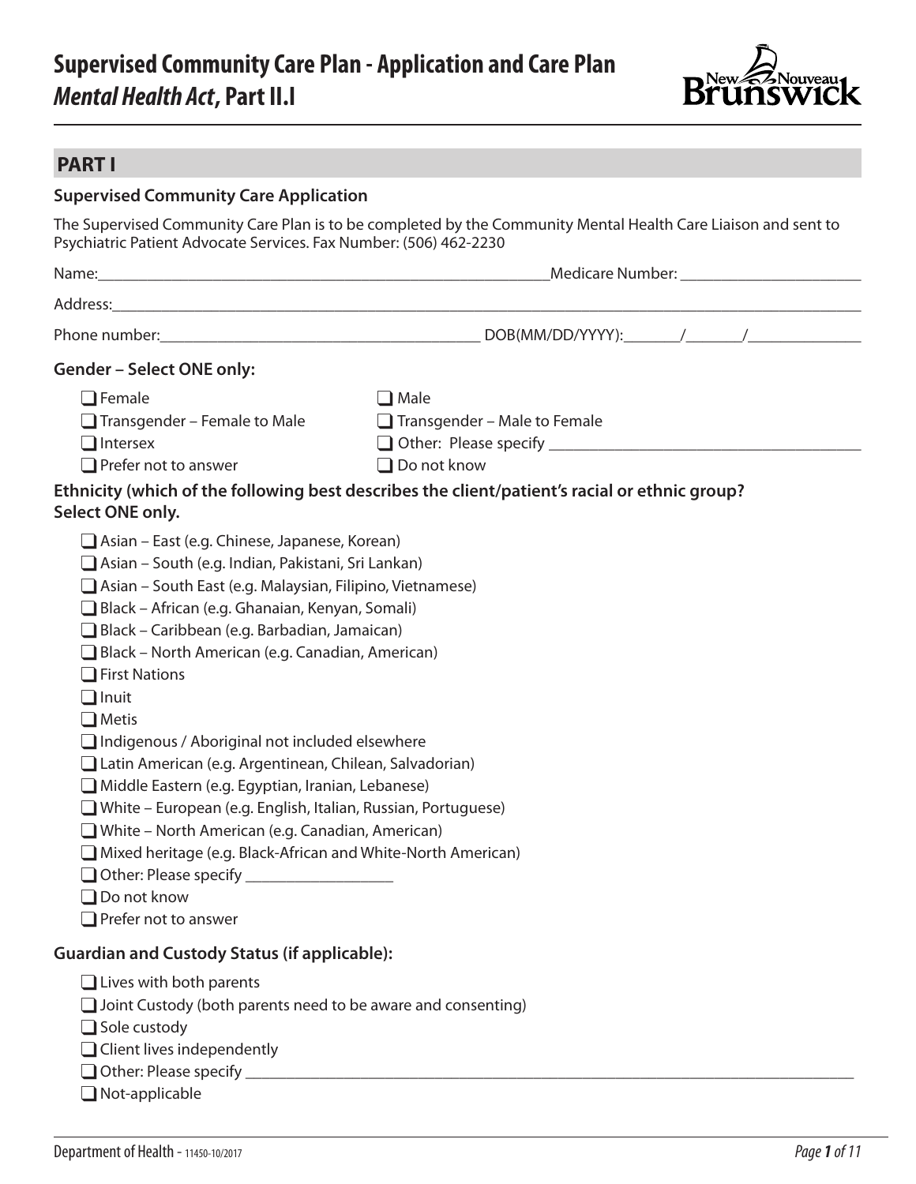# Supervised Community Care Plan - Application and Care Plan
## *Mental Health Act*, Part II.I

## PART I

### Supervised Community Care Application

The Supervised Community Care Plan is to be completed by the Community Mental Health Care Liaison and sent to Psychiatric Patient Advocate Services. Fax Number: (506) 462-2230

Name:_____________________________________________Medicare Number: ____________________

Address:_______________________________________________________________________________

Phone number:________________________________ DOB(MM/DD/YYYY):______/______/____________

**Gender – Select ONE only:**

- ☐ Female
- ☐ Male
- ☐ Transgender – Female to Male
- ☐ Transgender – Male to Female
- ☐ Intersex
- ☐ Other: Please specify ________________________________
- ☐ Prefer not to answer
- ☐ Do not know

**Ethnicity (which of the following best describes the client/patient's racial or ethnic group? Select ONE only.**

- ☐ Asian – East (e.g. Chinese, Japanese, Korean)
- ☐ Asian – South (e.g. Indian, Pakistani, Sri Lankan)
- ☐ Asian – South East (e.g. Malaysian, Filipino, Vietnamese)
- ☐ Black – African (e.g. Ghanaian, Kenyan, Somali)
- ☐ Black – Caribbean (e.g. Barbadian, Jamaican)
- ☐ Black – North American (e.g. Canadian, American)
- ☐ First Nations
- ☐ Inuit
- ☐ Metis
- ☐ Indigenous / Aboriginal not included elsewhere
- ☐ Latin American (e.g. Argentinean, Chilean, Salvadorian)
- ☐ Middle Eastern (e.g. Egyptian, Iranian, Lebanese)
- ☐ White – European (e.g. English, Italian, Russian, Portuguese)
- ☐ White – North American (e.g. Canadian, American)
- ☐ Mixed heritage (e.g. Black-African and White-North American)
- ☐ Other: Please specify ________________
- ☐ Do not know
- ☐ Prefer not to answer

**Guardian and Custody Status (if applicable):**

- ☐ Lives with both parents
- ☐ Joint Custody (both parents need to be aware and consenting)
- ☐ Sole custody
- ☐ Client lives independently
- ☐ Other: Please specify ______________________________________________________________
- ☐ Not-applicable

Department of Health - 11450-10/2017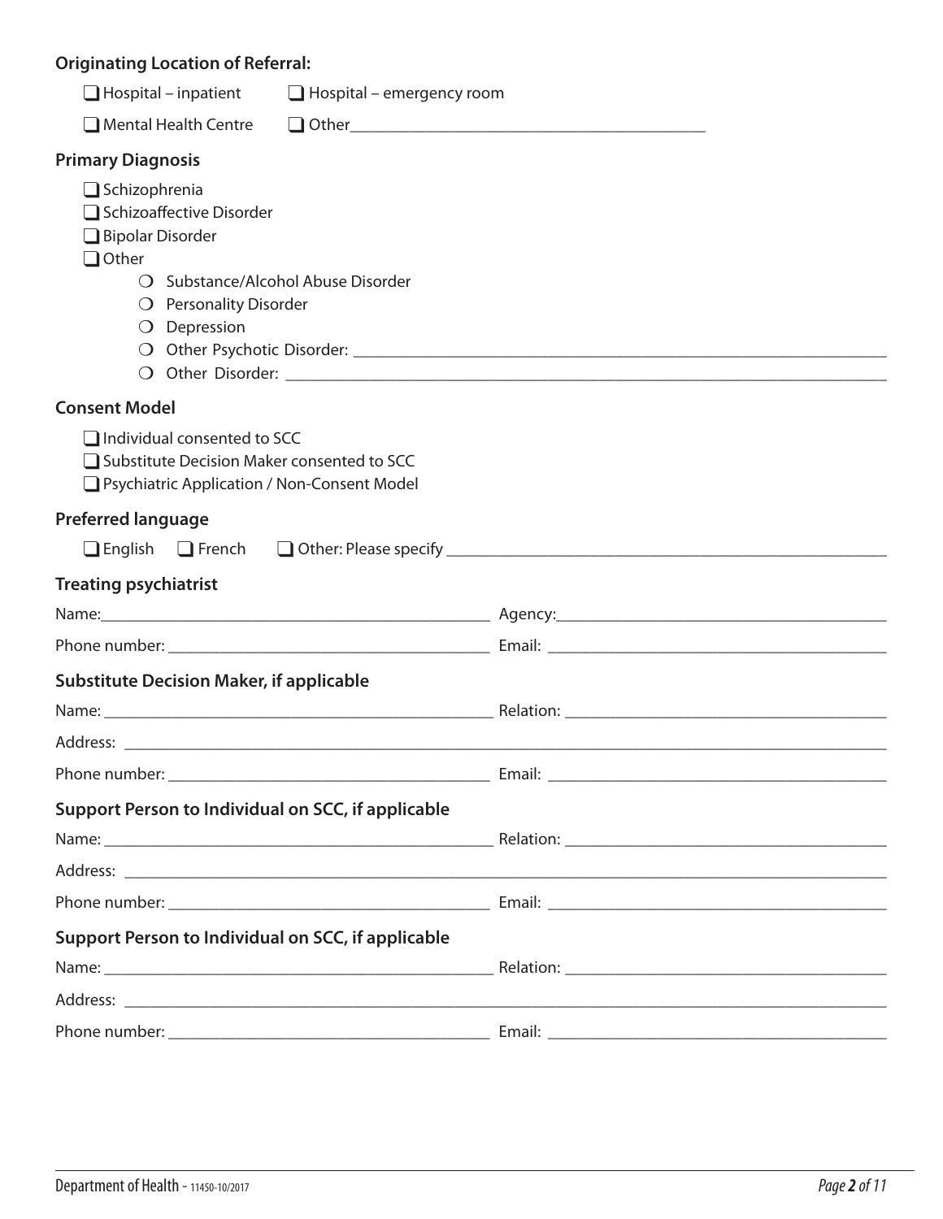### Originating Location of Referral:

- ☐ Hospital – inpatient
- ☐ Hospital – emergency room
- ☐ Mental Health Centre
- ☐ Other\_\_\_\_\_\_\_\_\_\_\_\_\_\_\_\_\_\_\_\_\_\_\_\_\_\_\_\_\_\_\_\_\_\_\_\_\_\_\_\_

### Primary Diagnosis

- ☐ Schizophrenia
- ☐ Schizoaffective Disorder
- ☐ Bipolar Disorder
- ☐ Other
  - ○ Substance/Alcohol Abuse Disorder
  - ○ Personality Disorder
  - ○ Depression
  - ○ Other Psychotic Disorder: \_\_\_\_\_\_\_\_\_\_\_\_\_\_\_\_\_\_\_\_\_\_\_\_\_\_\_\_\_\_\_\_\_\_\_\_\_\_\_\_
  - ○ Other Disorder: \_\_\_\_\_\_\_\_\_\_\_\_\_\_\_\_\_\_\_\_\_\_\_\_\_\_\_\_\_\_\_\_\_\_\_\_\_\_\_\_

### Consent Model

- ☐ Individual consented to SCC
- ☐ Substitute Decision Maker consented to SCC
- ☐ Psychiatric Application / Non-Consent Model

### Preferred language

☐ English ☐ French ☐ Other: Please specify \_\_\_\_\_\_\_\_\_\_\_\_\_\_\_\_\_\_\_\_\_\_\_\_\_\_\_\_\_\_\_\_\_\_\_\_\_\_\_\_

### Treating psychiatrist

Name:\_\_\_\_\_\_\_\_\_\_\_\_\_\_\_\_\_\_\_\_\_\_\_\_\_\_\_\_\_\_\_\_\_\_ Agency:\_\_\_\_\_\_\_\_\_\_\_\_\_\_\_\_\_\_\_\_\_\_\_\_\_\_\_\_\_\_\_\_\_\_

Phone number: \_\_\_\_\_\_\_\_\_\_\_\_\_\_\_\_\_\_\_\_\_\_\_\_\_\_\_\_\_\_\_\_\_\_ Email: \_\_\_\_\_\_\_\_\_\_\_\_\_\_\_\_\_\_\_\_\_\_\_\_\_\_\_\_\_\_\_\_\_\_

### Substitute Decision Maker, if applicable

Name: \_\_\_\_\_\_\_\_\_\_\_\_\_\_\_\_\_\_\_\_\_\_\_\_\_\_\_\_\_\_\_\_\_\_ Relation: \_\_\_\_\_\_\_\_\_\_\_\_\_\_\_\_\_\_\_\_\_\_\_\_\_\_\_\_\_\_\_\_\_\_

Address: \_\_\_\_\_\_\_\_\_\_\_\_\_\_\_\_\_\_\_\_\_\_\_\_\_\_\_\_\_\_\_\_\_\_\_\_\_\_\_\_\_\_\_\_\_\_\_\_\_\_\_\_\_\_\_\_\_\_\_\_\_\_\_\_\_\_

Phone number: \_\_\_\_\_\_\_\_\_\_\_\_\_\_\_\_\_\_\_\_\_\_\_\_\_\_\_\_\_\_\_\_\_\_ Email: \_\_\_\_\_\_\_\_\_\_\_\_\_\_\_\_\_\_\_\_\_\_\_\_\_\_\_\_\_\_\_\_\_\_

### Support Person to Individual on SCC, if applicable

Name: \_\_\_\_\_\_\_\_\_\_\_\_\_\_\_\_\_\_\_\_\_\_\_\_\_\_\_\_\_\_\_\_\_\_ Relation: \_\_\_\_\_\_\_\_\_\_\_\_\_\_\_\_\_\_\_\_\_\_\_\_\_\_\_\_\_\_\_\_\_\_

Address: \_\_\_\_\_\_\_\_\_\_\_\_\_\_\_\_\_\_\_\_\_\_\_\_\_\_\_\_\_\_\_\_\_\_\_\_\_\_\_\_\_\_\_\_\_\_\_\_\_\_\_\_\_\_\_\_\_\_\_\_\_\_\_\_\_\_

Phone number: \_\_\_\_\_\_\_\_\_\_\_\_\_\_\_\_\_\_\_\_\_\_\_\_\_\_\_\_\_\_\_\_\_\_ Email: \_\_\_\_\_\_\_\_\_\_\_\_\_\_\_\_\_\_\_\_\_\_\_\_\_\_\_\_\_\_\_\_\_\_

### Support Person to Individual on SCC, if applicable

Name: \_\_\_\_\_\_\_\_\_\_\_\_\_\_\_\_\_\_\_\_\_\_\_\_\_\_\_\_\_\_\_\_\_\_ Relation: \_\_\_\_\_\_\_\_\_\_\_\_\_\_\_\_\_\_\_\_\_\_\_\_\_\_\_\_\_\_\_\_\_\_

Address: \_\_\_\_\_\_\_\_\_\_\_\_\_\_\_\_\_\_\_\_\_\_\_\_\_\_\_\_\_\_\_\_\_\_\_\_\_\_\_\_\_\_\_\_\_\_\_\_\_\_\_\_\_\_\_\_\_\_\_\_\_\_\_\_\_\_

Phone number: \_\_\_\_\_\_\_\_\_\_\_\_\_\_\_\_\_\_\_\_\_\_\_\_\_\_\_\_\_\_\_\_\_\_ Email: \_\_\_\_\_\_\_\_\_\_\_\_\_\_\_\_\_\_\_\_\_\_\_\_\_\_\_\_\_\_\_\_\_\_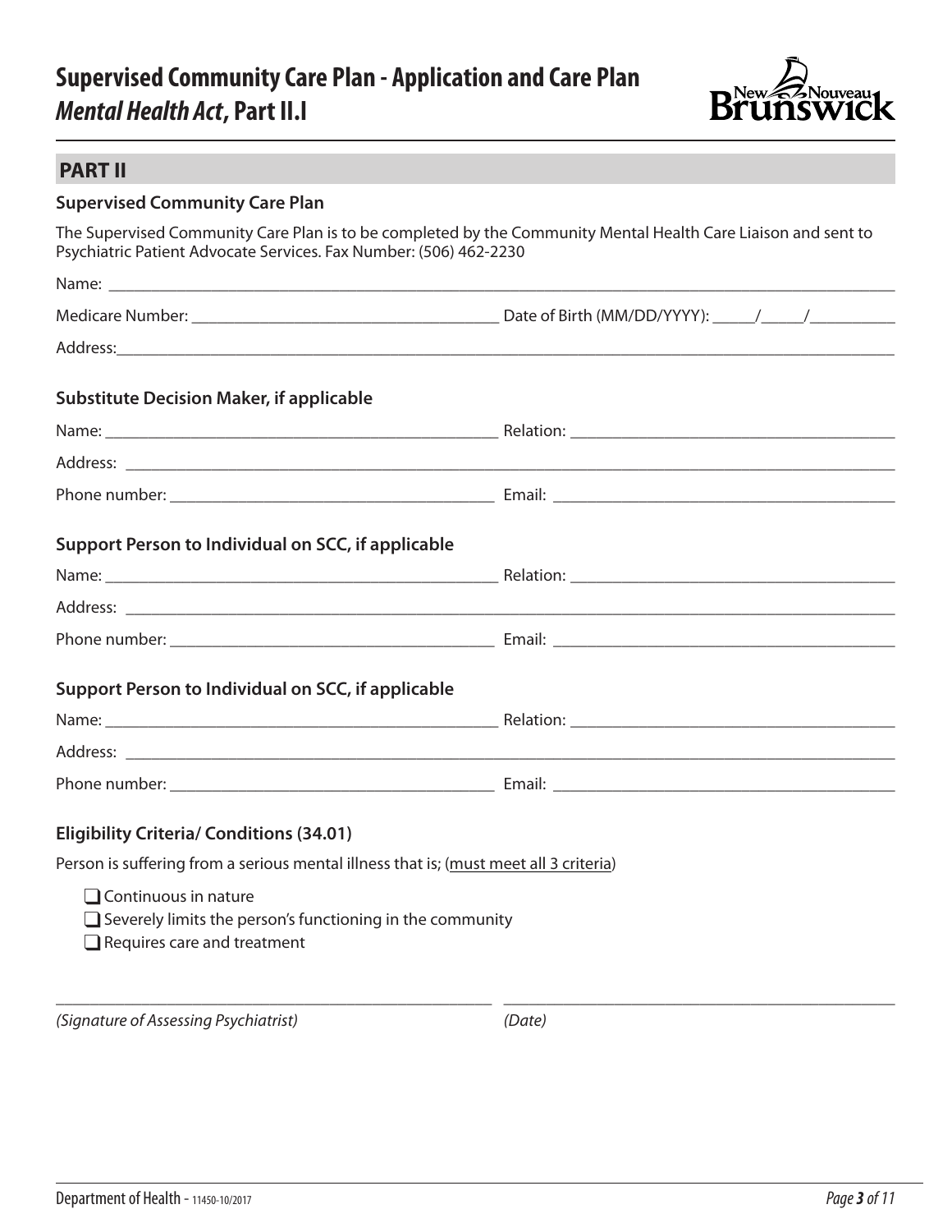# Supervised Community Care Plan - Application and Care Plan *Mental Health Act*, Part II.I

## PART II

### Supervised Community Care Plan

The Supervised Community Care Plan is to be completed by the Community Mental Health Care Liaison and sent to Psychiatric Patient Advocate Services. Fax Number: (506) 462-2230

Name: ____________________________________________

Medicare Number: ______________________ Date of Birth (MM/DD/YYYY): _____/_____/__________

Address: ____________________________________________

### Substitute Decision Maker, if applicable

Name: ______________________ Relation: ______________________

Address: ____________________________________________

Phone number: ______________________ Email: ______________________

### Support Person to Individual on SCC, if applicable

Name: ______________________ Relation: ______________________

Address: ____________________________________________

Phone number: ______________________ Email: ______________________

### Support Person to Individual on SCC, if applicable

Name: ______________________ Relation: ______________________

Address: ____________________________________________

Phone number: ______________________ Email: ______________________

### Eligibility Criteria/ Conditions (34.01)

Person is suffering from a serious mental illness that is; (must meet all 3 criteria)

- ☐ Continuous in nature
- ☐ Severely limits the person's functioning in the community
- ☐ Requires care and treatment

______________________________ ______________________________

*(Signature of Assessing Psychiatrist)* *(Date)*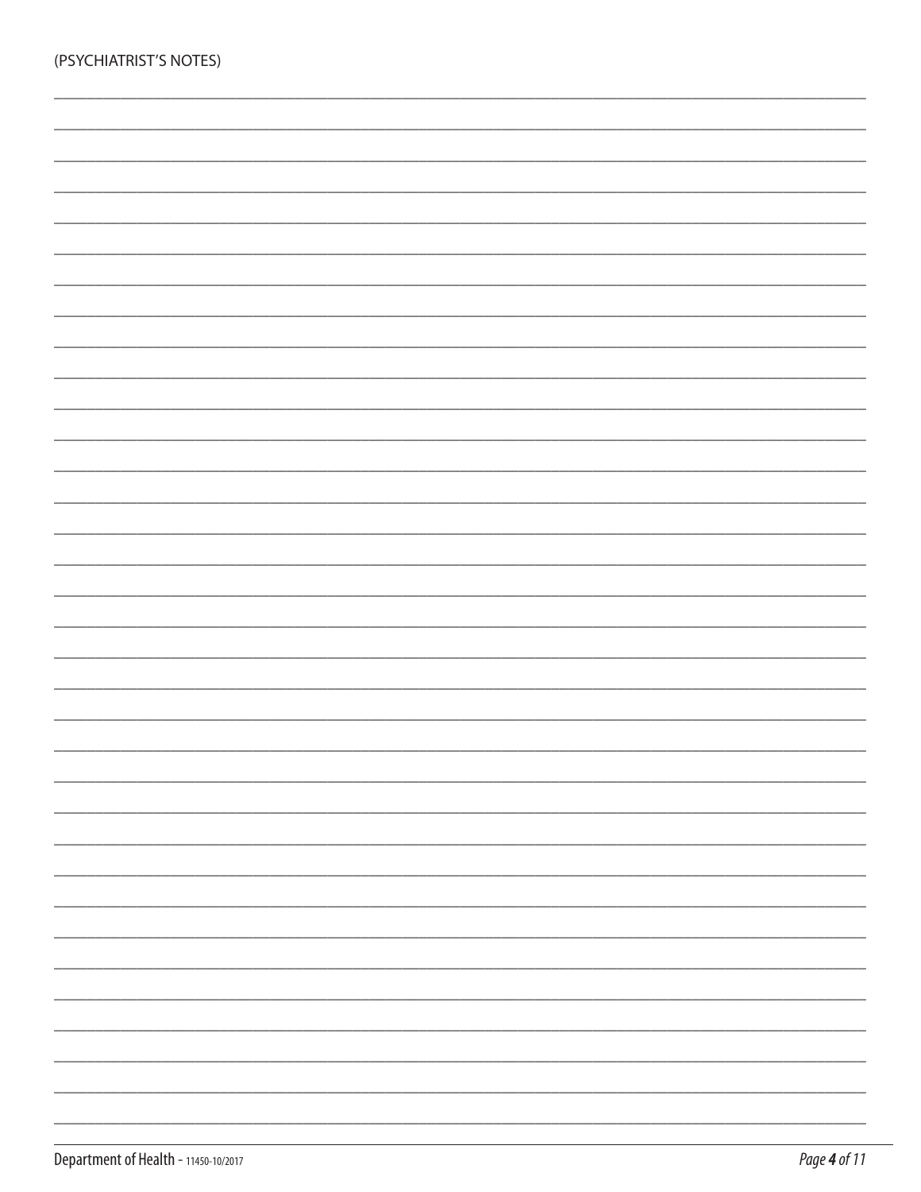(PSYCHIATRIST'S NOTES)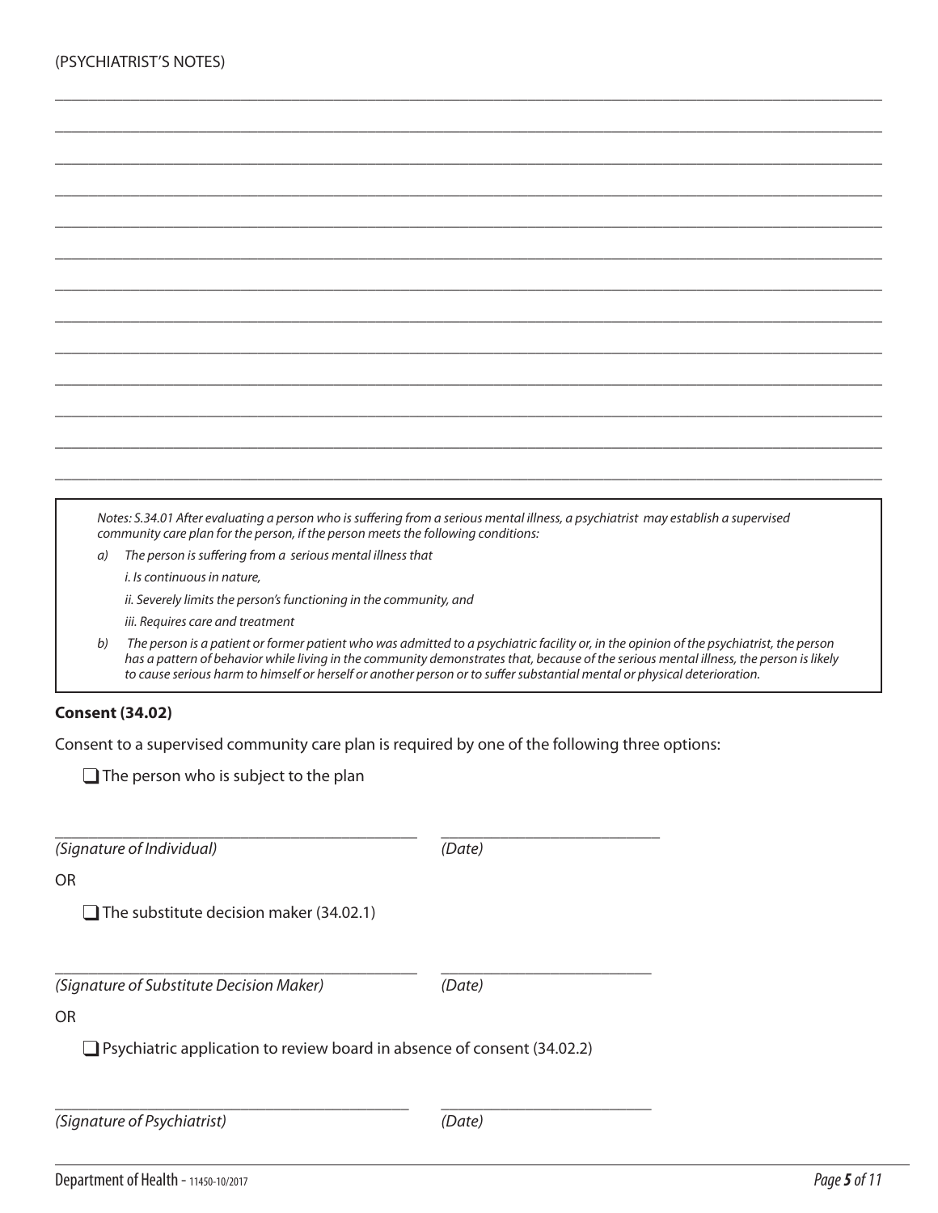(PSYCHIATRIST'S NOTES)

_______________________________________________________________________________

_______________________________________________________________________________

_______________________________________________________________________________

_______________________________________________________________________________

_______________________________________________________________________________

_______________________________________________________________________________

_______________________________________________________________________________

_______________________________________________________________________________

_______________________________________________________________________________

_______________________________________________________________________________

_______________________________________________________________________________

_______________________________________________________________________________

_______________________________________________________________________________

> *Notes: S.34.01 After evaluating a person who is suffering from a serious mental illness, a psychiatrist may establish a supervised community care plan for the person, if the person meets the following conditions:*
>
> *a) The person is suffering from a serious mental illness that*
>
> *i. Is continuous in nature,*
>
> *ii. Severely limits the person's functioning in the community, and*
>
> *iii. Requires care and treatment*
>
> *b) The person is a patient or former patient who was admitted to a psychiatric facility or, in the opinion of the psychiatric, the person has a pattern of behavior while living in the community demonstrates that, because of the serious mental illness, the person is likely to cause serious harm to himself or herself or another person or to suffer substantial mental or physical deterioration.*

**Consent (34.02)**

Consent to a supervised community care plan is required by one of the following three options:

❑ The person who is subject to the plan

______________________________ ______________________

*(Signature of Individual)* *(Date)*

OR

❑ The substitute decision maker (34.02.1)

______________________________ ______________________

*(Signature of Substitute Decision Maker)* *(Date)*

OR

❑ Psychiatric application to review board in absence of consent (34.02.2)

______________________________ ______________________

*(Signature of Psychiatrist)* *(Date)*

Department of Health - 11450-10/2017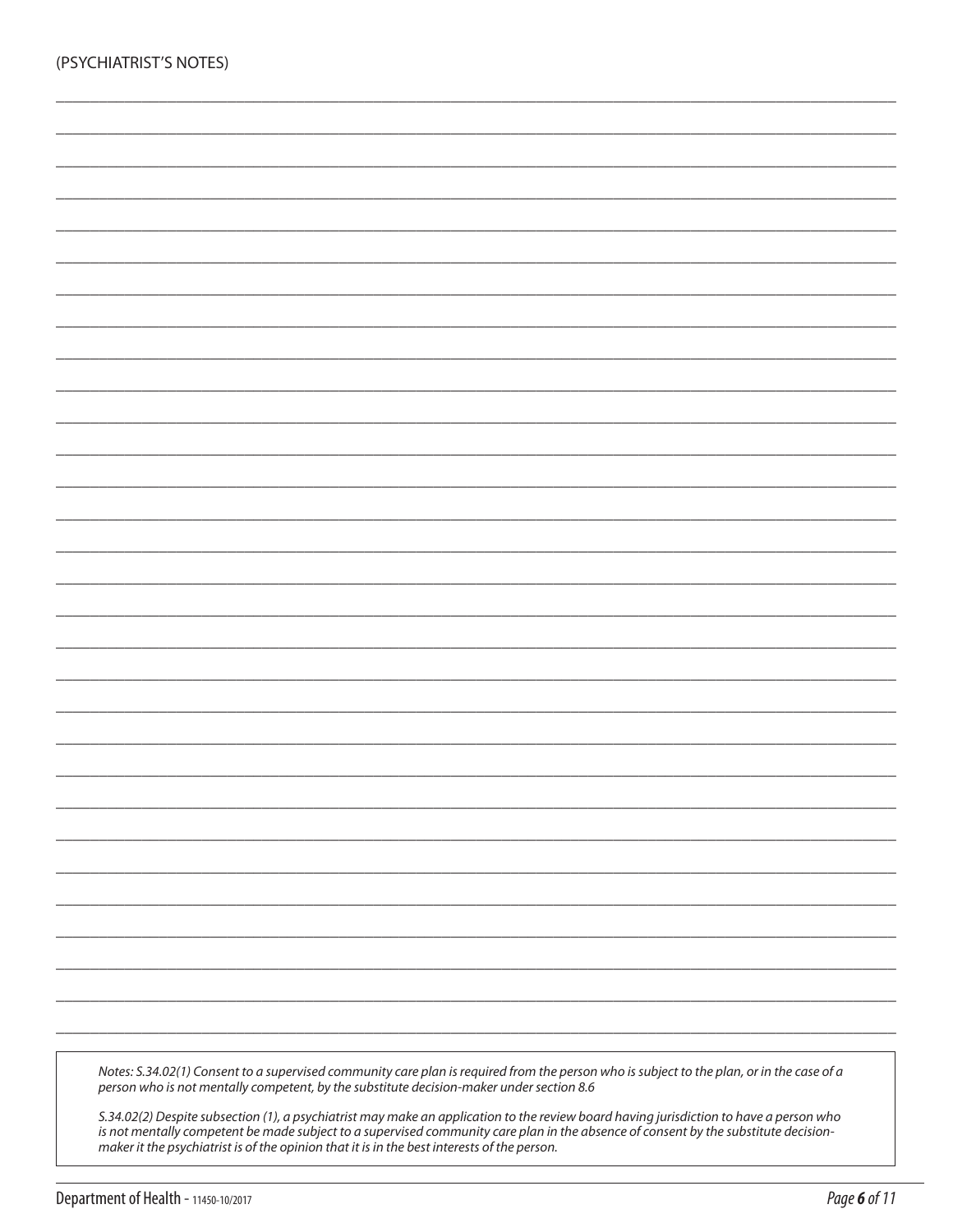(PSYCHIATRIST'S NOTES)

*Notes: S.34.02(1) Consent to a supervised community care plan is required from the person who is subject to the plan, or in the case of a person who is not mentally competent, by the substitute decision-maker under section 8.6*

*S.34.02(2) Despite subsection (1), a psychiatrist may make an application to the review board having jurisdiction to have a person who is not mentally competent be made subject to a supervised community care plan in the absence of consent by the substitute decision-maker it the psychiatrist is of the opinion that it is in the best interests of the person.*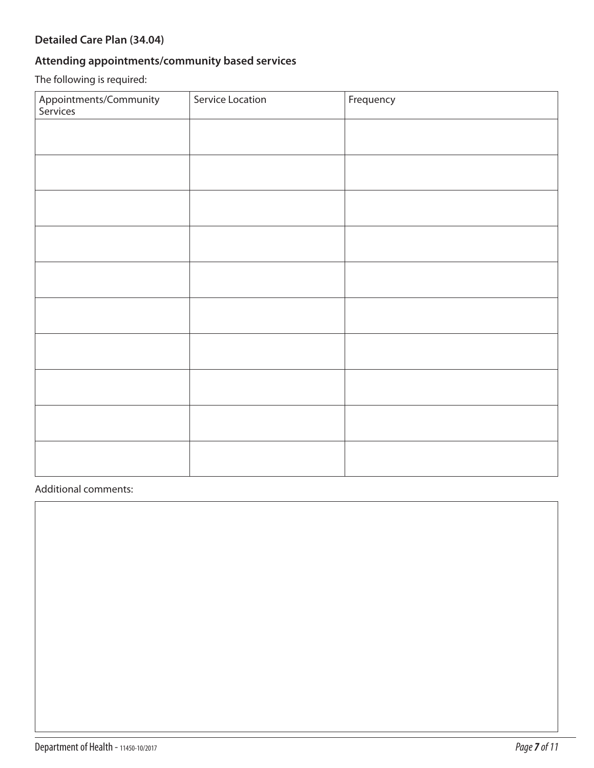### Detailed Care Plan (34.04)

### Attending appointments/community based services

The following is required:

| Appointments/Community Services | Service Location | Frequency |
| --- | --- | --- |
| | | |
| | | |
| | | |
| | | |
| | | |
| | | |
| | | |
| | | |
| | | |
| | | |

Additional comments: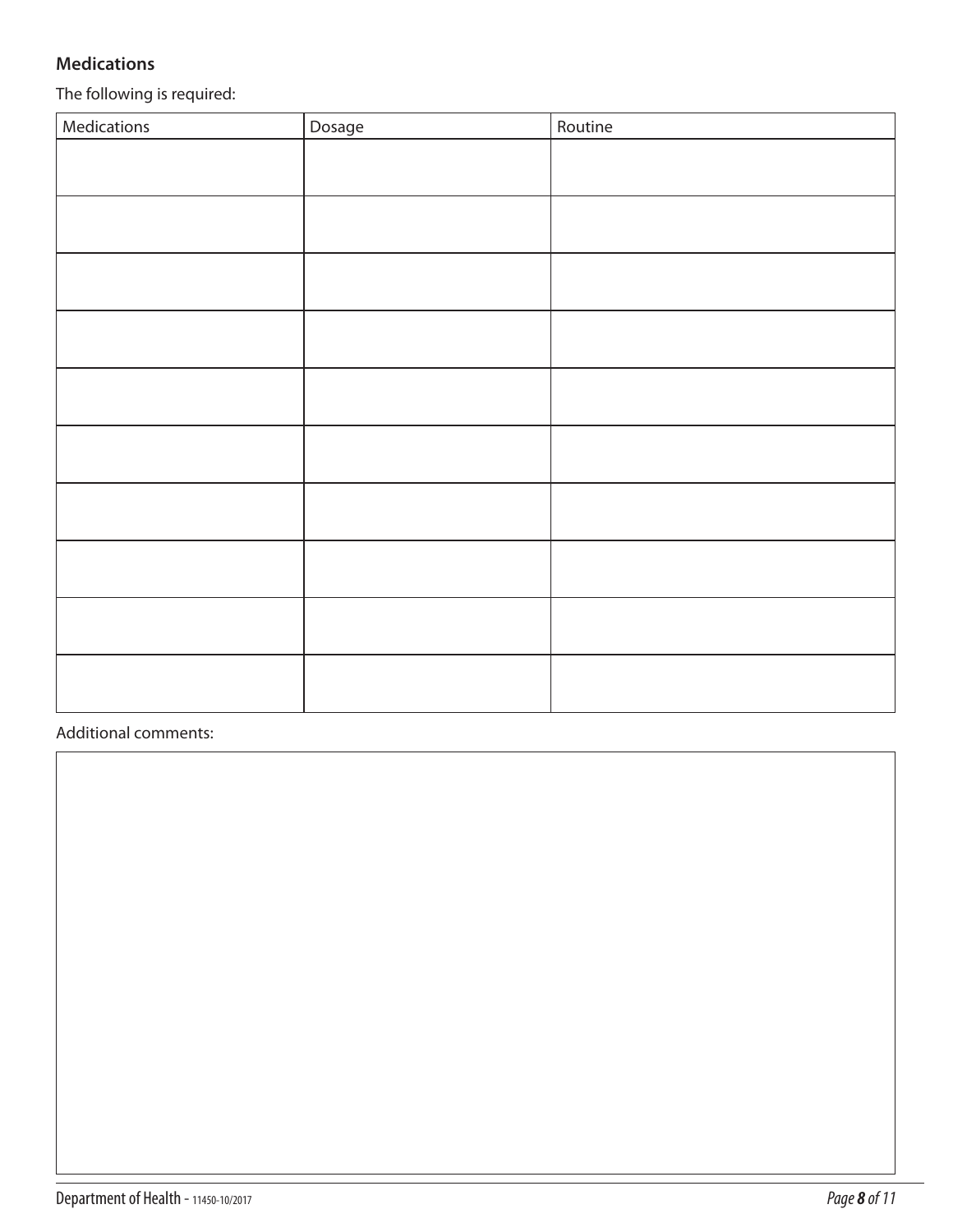### Medications

The following is required:

| Medications | Dosage | Routine |
|---|---|---|
| | | |
| | | |
| | | |
| | | |
| | | |
| | | |
| | | |
| | | |
| | | |
| | | |

Additional comments:

| |
|---|
| |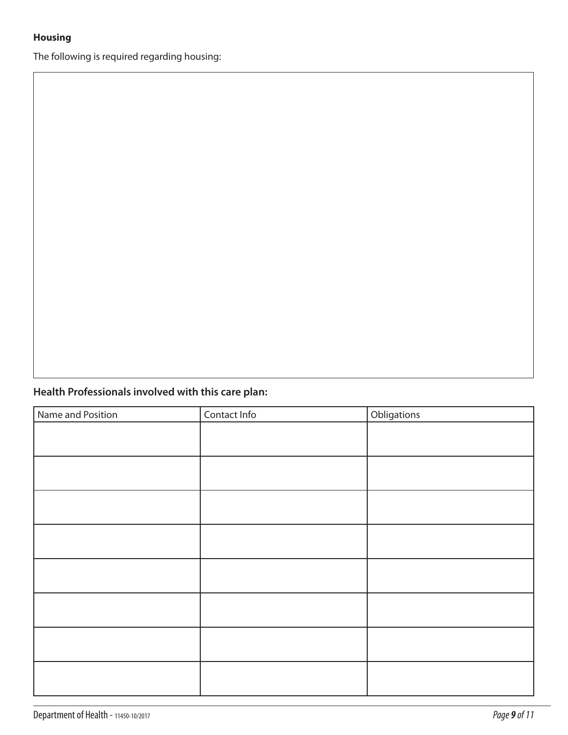**Housing**

The following is required regarding housing:

## Health Professionals involved with this care plan:

| Name and Position | Contact Info | Obligations |
| --- | --- | --- |
| | | |
| | | |
| | | |
| | | |
| | | |
| | | |
| | | |
| | | |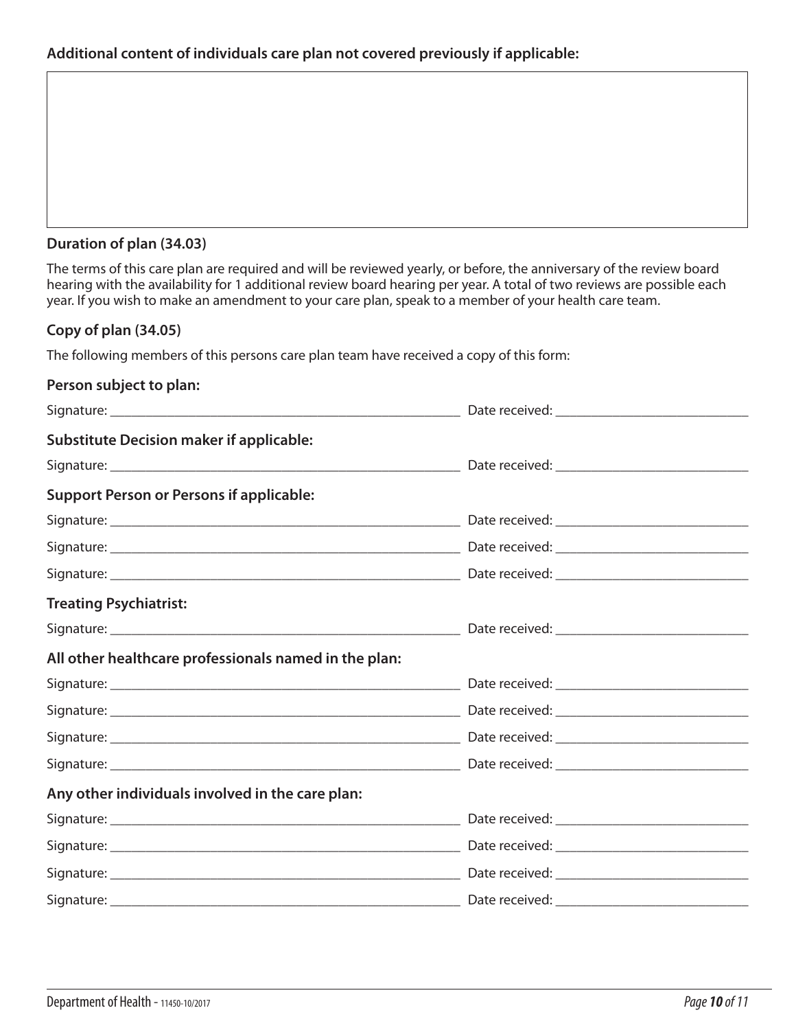**Additional content of individuals care plan not covered previously if applicable:**

|  |
|---|
|  |

**Duration of plan (34.03)**

The terms of this care plan are required and will be reviewed yearly, or before, the anniversary of the review board hearing with the availability for 1 additional review board hearing per year. A total of two reviews are possible each year. If you wish to make an amendment to your care plan, speak to a member of your health care team.

**Copy of plan (34.05)**

The following members of this persons care plan team have received a copy of this form:

**Person subject to plan:**

Signature: ____________________________________________ Date received: ________________________

**Substitute Decision maker if applicable:**

Signature: ____________________________________________ Date received: ________________________

**Support Person or Persons if applicable:**

Signature: ____________________________________________ Date received: ________________________

Signature: ____________________________________________ Date received: ________________________

Signature: ____________________________________________ Date received: ________________________

**Treating Psychiatrist:**

Signature: ____________________________________________ Date received: ________________________

**All other healthcare professionals named in the plan:**

Signature: ____________________________________________ Date received: ________________________

Signature: ____________________________________________ Date received: ________________________

Signature: ____________________________________________ Date received: ________________________

Signature: ____________________________________________ Date received: ________________________

**Any other individuals involved in the care plan:**

Signature: ____________________________________________ Date received: ________________________

Signature: ____________________________________________ Date received: ________________________

Signature: ____________________________________________ Date received: ________________________

Signature: ____________________________________________ Date received: ________________________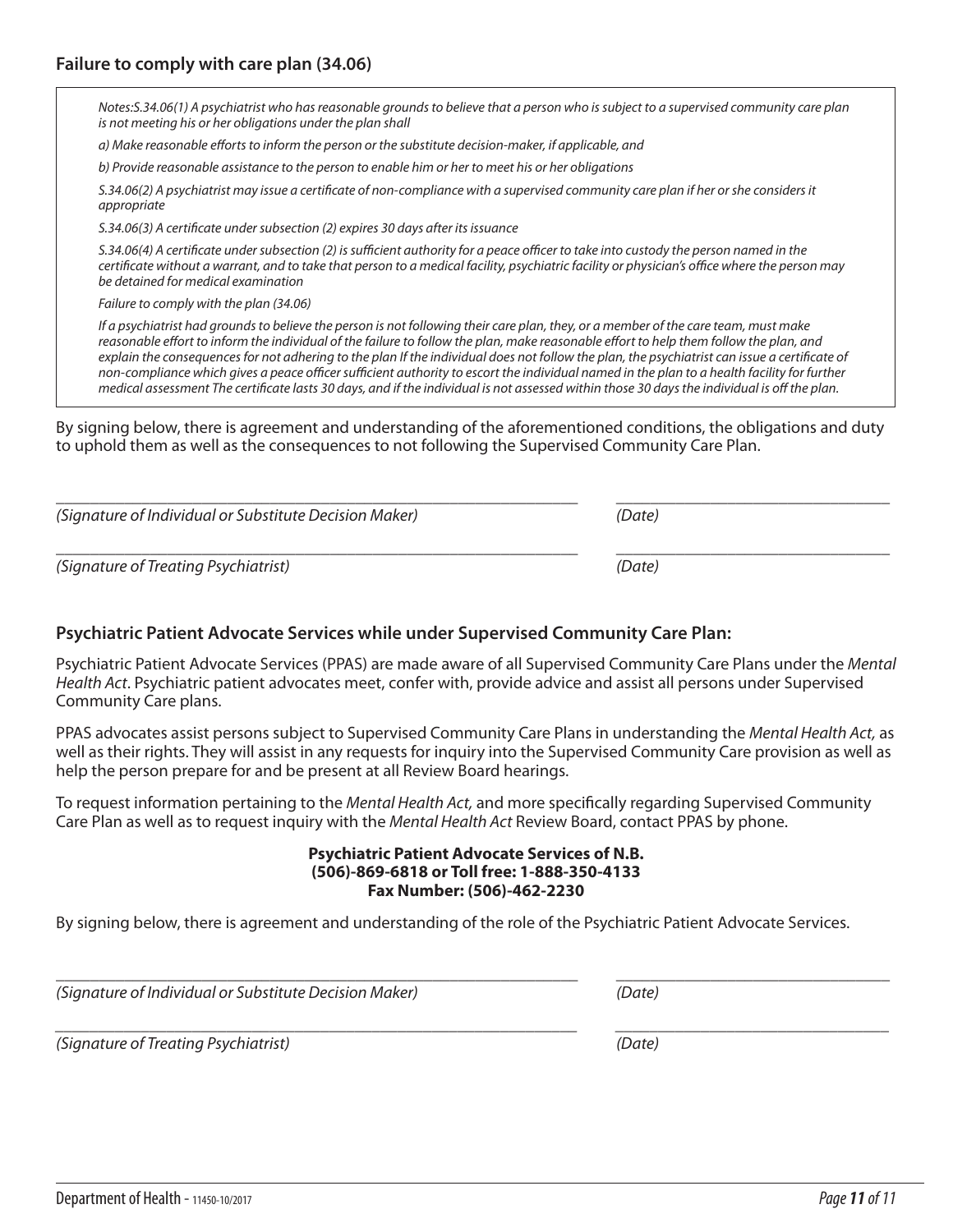### Failure to comply with care plan (34.06)

*Notes:S.34.06(1) A psychiatrist who has reasonable grounds to believe that a person who is subject to a supervised community care plan is not meeting his or her obligations under the plan shall*

*a) Make reasonable efforts to inform the person or the substitute decision-maker, if applicable, and*

*b) Provide reasonable assistance to the person to enable him or her to meet his or her obligations*

*S.34.06(2) A psychiatrist may issue a certificate of non-compliance with a supervised community care plan if her or she considers it appropriate*

*S.34.06(3) A certificate under subsection (2) expires 30 days after its issuance*

*S.34.06(4) A certificate under subsection (2) is sufficient authority for a peace officer to take into custody the person named in the certificate without a warrant, and to take that person to a medical facility, psychiatric facility or physician's office where the person may be detained for medical examination*

*Failure to comply with the plan (34.06)*

*If a psychiatrist had grounds to believe the person is not following their care plan, they, or a member of the care team, must make reasonable effort to inform the individual of the failure to follow the plan, make reasonable effort to help them follow the plan, and explain the consequences for not adhering to the plan If the individual does not follow the plan, the psychiatrist can issue a certificate of non-compliance which gives a peace officer sufficient authority to escort the individual named in the plan to a health facility for further medical assessment The certificate lasts 30 days, and if the individual is not assessed within those 30 days the individual is off the plan.*

By signing below, there is agreement and understanding of the aforementioned conditions, the obligations and duty to uphold them as well as the consequences to not following the Supervised Community Care Plan.

\_\_\_\_\_\_\_\_\_\_\_\_\_\_\_\_\_\_\_\_\_\_\_\_\_\_\_\_\_\_\_\_\_\_\_\_\_\_\_\_ \_\_\_\_\_\_\_\_\_\_\_\_\_\_\_\_\_\_\_\_\_\_\_\_

*(Signature of Individual or Substitute Decision Maker)* *(Date)*

\_\_\_\_\_\_\_\_\_\_\_\_\_\_\_\_\_\_\_\_\_\_\_\_\_\_\_\_\_\_\_\_\_\_\_\_\_\_\_\_ \_\_\_\_\_\_\_\_\_\_\_\_\_\_\_\_\_\_\_\_\_\_\_\_

*(Signature of Treating Psychiatrist)* *(Date)*

### Psychiatric Patient Advocate Services while under Supervised Community Care Plan:

Psychiatric Patient Advocate Services (PPAS) are made aware of all Supervised Community Care Plans under the *Mental Health Act*. Psychiatric patient advocates meet, confer with, provide advice and assist all persons under Supervised Community Care plans.

PPAS advocates assist persons subject to Supervised Community Care Plans in understanding the *Mental Health Act,* as well as their rights. They will assist in any requests for inquiry into the Supervised Community Care provision as well as help the person prepare for and be present at all Review Board hearings.

To request information pertaining to the *Mental Health Act,* and more specifically regarding Supervised Community Care Plan as well as to request inquiry with the *Mental Health Act* Review Board, contact PPAS by phone.

**Psychiatric Patient Advocate Services of N.B.**
**(506)-869-6818 or Toll free: 1-888-350-4133**
**Fax Number: (506)-462-2230**

By signing below, there is agreement and understanding of the role of the Psychiatric Patient Advocate Services.

\_\_\_\_\_\_\_\_\_\_\_\_\_\_\_\_\_\_\_\_\_\_\_\_\_\_\_\_\_\_\_\_\_\_\_\_\_\_\_\_ \_\_\_\_\_\_\_\_\_\_\_\_\_\_\_\_\_\_\_\_\_\_\_\_

*(Signature of Individual or Substitute Decision Maker)* *(Date)*

\_\_\_\_\_\_\_\_\_\_\_\_\_\_\_\_\_\_\_\_\_\_\_\_\_\_\_\_\_\_\_\_\_\_\_\_\_\_\_\_ \_\_\_\_\_\_\_\_\_\_\_\_\_\_\_\_\_\_\_\_\_\_\_\_

*(Signature of Treating Psychiatrist)* *(Date)*